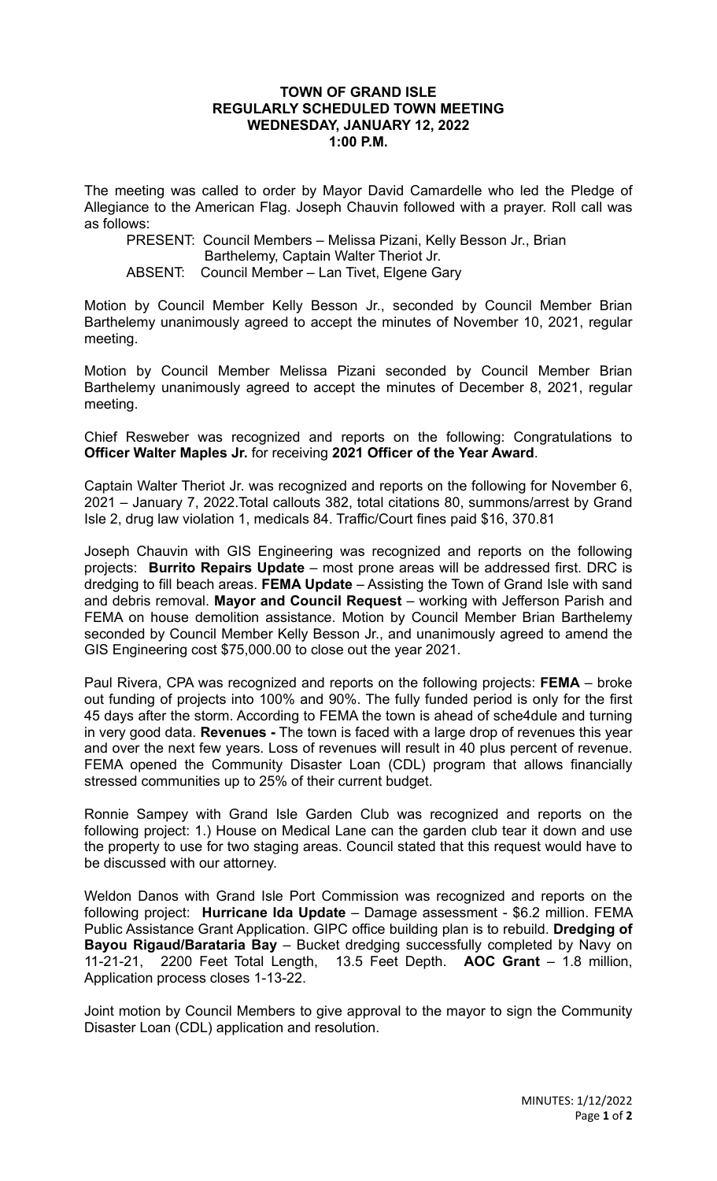**TOWN OF GRAND ISLE**
**REGULARLY SCHEDULED TOWN MEETING**
**WEDNESDAY, JANUARY 12, 2022**
**1:00 P.M.**

The meeting was called to order by Mayor David Camardelle who led the Pledge of Allegiance to the American Flag. Joseph Chauvin followed with a prayer. Roll call was as follows:

PRESENT: Council Members – Melissa Pizani, Kelly Besson Jr., Brian Barthelemy, Captain Walter Theriot Jr.
ABSENT: Council Member – Lan Tivet, Elgene Gary

Motion by Council Member Kelly Besson Jr., seconded by Council Member Brian Barthelemy unanimously agreed to accept the minutes of November 10, 2021, regular meeting.

Motion by Council Member Melissa Pizani seconded by Council Member Brian Barthelemy unanimously agreed to accept the minutes of December 8, 2021, regular meeting.

Chief Resweber was recognized and reports on the following: Congratulations to **Officer Walter Maples Jr.** for receiving **2021 Officer of the Year Award**.

Captain Walter Theriot Jr. was recognized and reports on the following for November 6, 2021 – January 7, 2022.Total callouts 382, total citations 80, summons/arrest by Grand Isle 2, drug law violation 1, medicals 84. Traffic/Court fines paid $16, 370.81

Joseph Chauvin with GIS Engineering was recognized and reports on the following projects: **Burrito Repairs Update** – most prone areas will be addressed first. DRC is dredging to fill beach areas. **FEMA Update** – Assisting the Town of Grand Isle with sand and debris removal. **Mayor and Council Request** – working with Jefferson Parish and FEMA on house demolition assistance. Motion by Council Member Brian Barthelemy seconded by Council Member Kelly Besson Jr., and unanimously agreed to amend the GIS Engineering cost $75,000.00 to close out the year 2021.

Paul Rivera, CPA was recognized and reports on the following projects: **FEMA** – broke out funding of projects into 100% and 90%. The fully funded period is only for the first 45 days after the storm. According to FEMA the town is ahead of sche4dule and turning in very good data. **Revenues -** The town is faced with a large drop of revenues this year and over the next few years. Loss of revenues will result in 40 plus percent of revenue. FEMA opened the Community Disaster Loan (CDL) program that allows financially stressed communities up to 25% of their current budget.

Ronnie Sampey with Grand Isle Garden Club was recognized and reports on the following project: 1.) House on Medical Lane can the garden club tear it down and use the property to use for two staging areas. Council stated that this request would have to be discussed with our attorney.

Weldon Danos with Grand Isle Port Commission was recognized and reports on the following project: **Hurricane Ida Update** – Damage assessment - $6.2 million. FEMA Public Assistance Grant Application. GIPC office building plan is to rebuild. **Dredging of Bayou Rigaud/Barataria Bay** – Bucket dredging successfully completed by Navy on 11-21-21, 2200 Feet Total Length, 13.5 Feet Depth. **AOC Grant** – 1.8 million, Application process closes 1-13-22.

Joint motion by Council Members to give approval to the mayor to sign the Community Disaster Loan (CDL) application and resolution.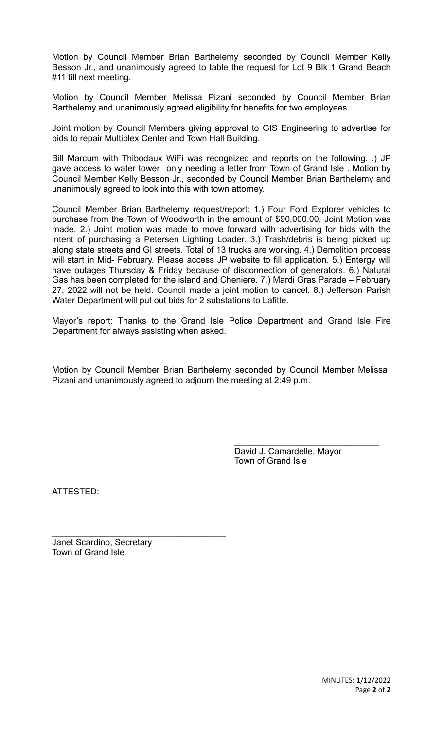Motion by Council Member Brian Barthelemy seconded by Council Member Kelly Besson Jr., and unanimously agreed to table the request for Lot 9 Blk 1 Grand Beach #11 till next meeting.

Motion by Council Member Melissa Pizani seconded by Council Member Brian Barthelemy and unanimously agreed eligibility for benefits for two employees.

Joint motion by Council Members giving approval to GIS Engineering to advertise for bids to repair Multiplex Center and Town Hall Building.

Bill Marcum with Thibodaux WiFi was recognized and reports on the following. .) JP gave access to water tower only needing a letter from Town of Grand Isle . Motion by Council Member Kelly Besson Jr., seconded by Council Member Brian Barthelemy and unanimously agreed to look into this with town attorney.

Council Member Brian Barthelemy request/report: 1.) Four Ford Explorer vehicles to purchase from the Town of Woodworth in the amount of $90,000.00. Joint Motion was made. 2.) Joint motion was made to move forward with advertising for bids with the intent of purchasing a Petersen Lighting Loader. 3.) Trash/debris is being picked up along state streets and GI streets. Total of 13 trucks are working. 4.) Demolition process will start in Mid- February. Please access JP website to fill application. 5.) Entergy will have outages Thursday & Friday because of disconnection of generators. 6.) Natural Gas has been completed for the island and Cheniere. 7.) Mardi Gras Parade – February 27, 2022 will not be held. Council made a joint motion to cancel. 8.) Jefferson Parish Water Department will put out bids for 2 substations to Lafitte.

Mayor's report: Thanks to the Grand Isle Police Department and Grand Isle Fire Department for always assisting when asked.

Motion by Council Member Brian Barthelemy seconded by Council Member Melissa Pizani and unanimously agreed to adjourn the meeting at 2:49 p.m.

\_\_\_\_\_\_\_\_\_\_\_\_\_\_\_\_\_\_\_\_\_\_\_\_\_\_\_\_\_\_
David J. Camardelle, Mayor
Town of Grand Isle

ATTESTED:

\_\_\_\_\_\_\_\_\_\_\_\_\_\_\_\_\_\_\_\_\_\_\_\_\_\_\_\_\_\_\_\_\_\_\_
Janet Scardino, Secretary
Town of Grand Isle

MINUTES: 1/12/2022